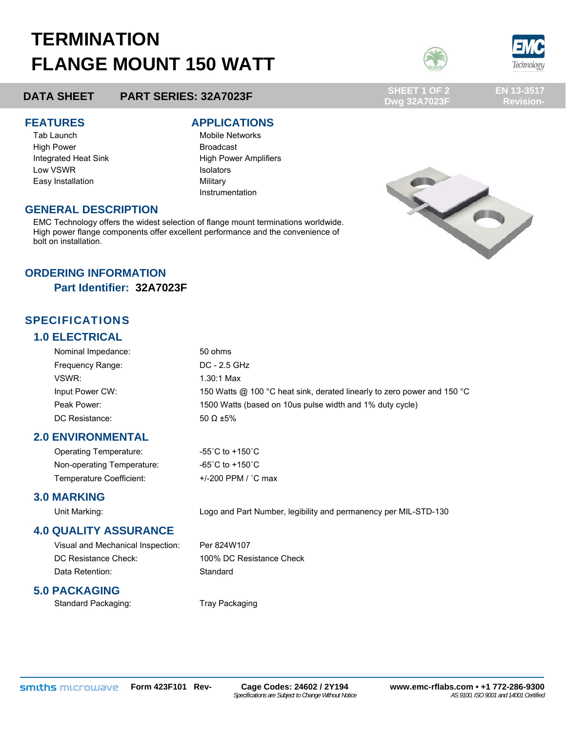# TERMINATION
# FLANGE MOUNT 150 WATT

**DATA SHEET** **PART SERIES: 32A7023F**

SHEET 1 OF 2
Dwg 32A7023F

EN 13-3517
Revision-

## FEATURES

- Tab Launch
- High Power
- Integrated Heat Sink
- Low VSWR
- Easy Installation

## APPLICATIONS

- Mobile Networks
- Broadcast
- High Power Amplifiers
- Isolators
- Military
- Instrumentation

## GENERAL DESCRIPTION

EMC Technology offers the widest selection of flange mount terminations worldwide. High power flange components offer excellent performance and the convenience of bolt on installation.

## ORDERING INFORMATION

**Part Identifier: 32A7023F**

## SPECIFICATIONS

### 1.0 ELECTRICAL

| | |
|---|---|
| Nominal Impedance: | 50 ohms |
| Frequency Range: | DC - 2.5 GHz |
| VSWR: | 1.30:1 Max |
| Input Power CW: | 150 Watts @ 100 °C heat sink, derated linearly to zero power and 150 °C |
| Peak Power: | 1500 Watts (based on 10us pulse width and 1% duty cycle) |
| DC Resistance: | 50 Ω ±5% |

### 2.0 ENVIRONMENTAL

| | |
|---|---|
| Operating Temperature: | -55˚C to +150˚C |
| Non-operating Temperature: | -65˚C to +150˚C |
| Temperature Coefficient: | +/-200 PPM / ˚C max |

### 3.0 MARKING

| | |
|---|---|
| Unit Marking: | Logo and Part Number, legibility and permanency per MIL-STD-130 |

### 4.0 QUALITY ASSURANCE

| | |
|---|---|
| Visual and Mechanical Inspection: | Per 824W107 |
| DC Resistance Check: | 100% DC Resistance Check |
| Data Retention: | Standard |

### 5.0 PACKAGING

| | |
|---|---|
| Standard Packaging: | Tray Packaging |

smiths microwave Form 423F101 Rev- **Cage Codes: 24602 / 2Y194** *Specifications are Subject to Change Without Notice* **www.emc-rflabs.com • +1 772-286-9300** *AS 9100, ISO 9001 and 14001 Certified*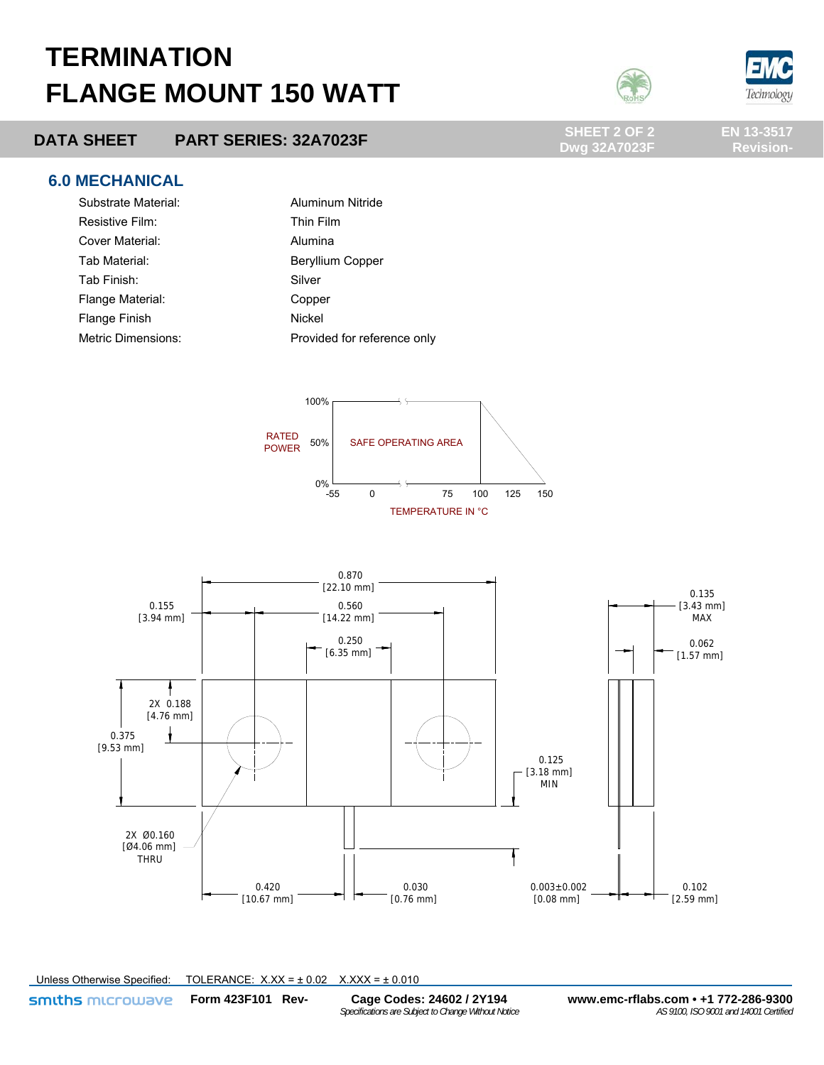# TERMINATION
# FLANGE MOUNT 150 WATT

**DATA SHEET** **PART SERIES: 32A7023F**

SHEET 2 OF 2
Dwg 32A7023F

EN 13-3517
Revision-

## 6.0 MECHANICAL

| | |
|---|---|
| Substrate Material: | Aluminum Nitride |
| Resistive Film: | Thin Film |
| Cover Material: | Alumina |
| Tab Material: | Beryllium Copper |
| Tab Finish: | Silver |
| Flange Material: | Copper |
| Flange Finish | Nickel |
| Metric Dimensions: | Provided for reference only |

RATED POWER
100%
50%
0%
SAFE OPERATING AREA
-55
0
75
100
125
150
TEMPERATURE IN °C

0.870
[22.10 mm]
0.155
[3.94 mm]
0.560
[14.22 mm]
0.250
[6.35 mm]
0.135
[3.43 mm]
MAX
0.062
[1.57 mm]
2X 0.188
[4.76 mm]
0.375
[9.53 mm]
0.125
[3.18 mm]
MIN
2X Ø0.160
[Ø4.06 mm]
THRU
0.420
[10.67 mm]
0.030
[0.76 mm]
0.003±0.002
[0.08 mm]
0.102
[2.59 mm]

Unless Otherwise Specified: TOLERANCE: X.XX = ± 0.02 X.XXX = ± 0.010

smiths microwave **Form 423F101 Rev-** **Cage Codes: 24602 / 2Y194**
*Specifications are Subject to Change Without Notice*
**www.emc-rflabs.com • +1 772-286-9300**
*AS 9100, ISO 9001 and 14001 Certified*